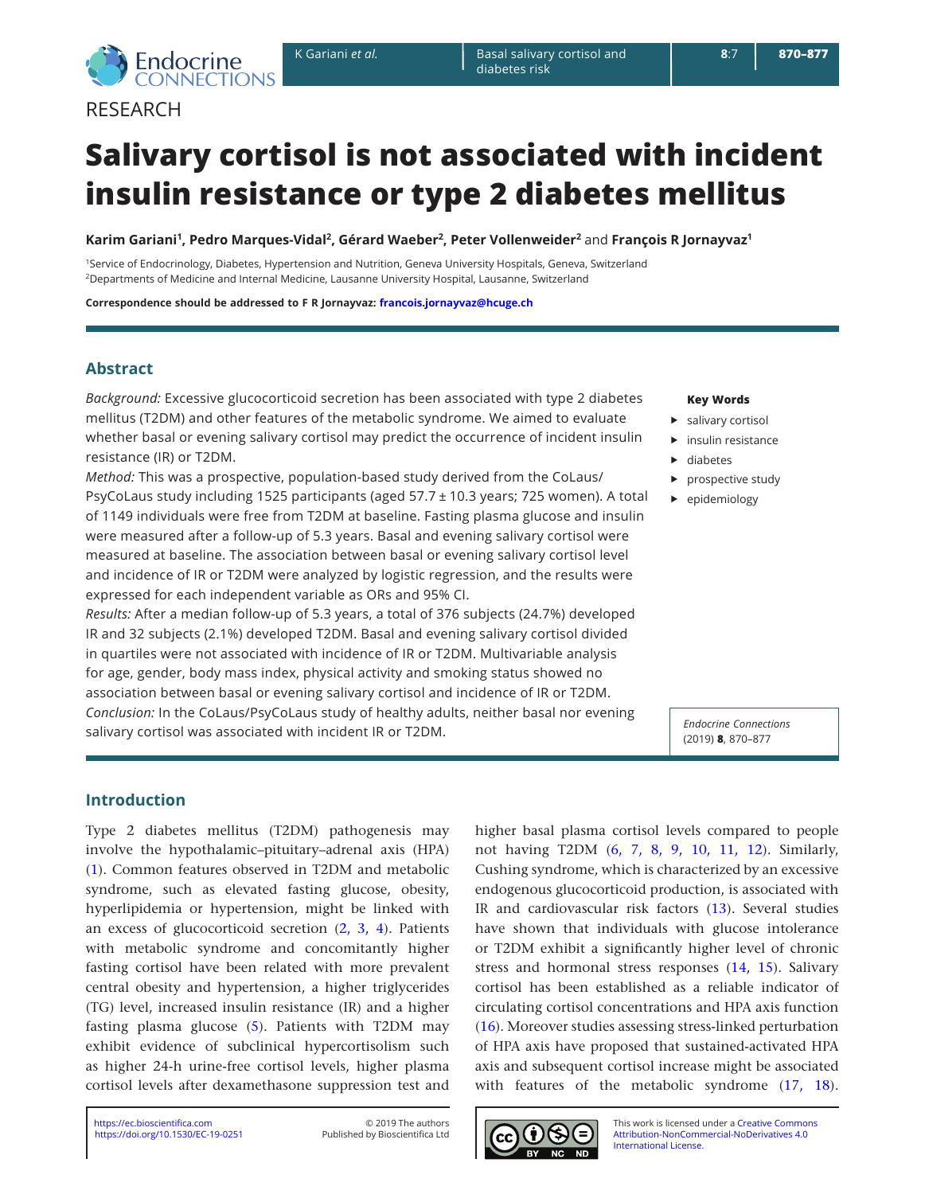RESEARCH

# Salivary cortisol is not associated with incident insulin resistance or type 2 diabetes mellitus

**Karim Gariani[1], Pedro Marques-Vidal[2], Gérard Waeber[2], Peter Vollenweider[2]** and **François R Jornayvaz[1]**

[1]Service of Endocrinology, Diabetes, Hypertension and Nutrition, Geneva University Hospitals, Geneva, Switzerland
[2]Departments of Medicine and Internal Medicine, Lausanne University Hospital, Lausanne, Switzerland

**Correspondence should be addressed to F R Jornayvaz: francois.jornayvaz@hcuge.ch**

## Abstract

*Background:* Excessive glucocorticoid secretion has been associated with type 2 diabetes mellitus (T2DM) and other features of the metabolic syndrome. We aimed to evaluate whether basal or evening salivary cortisol may predict the occurrence of incident insulin resistance (IR) or T2DM.

*Method:* This was a prospective, population-based study derived from the CoLaus/PsyCoLaus study including 1525 participants (aged 57.7 ± 10.3 years; 725 women). A total of 1149 individuals were free from T2DM at baseline. Fasting plasma glucose and insulin were measured after a follow-up of 5.3 years. Basal and evening salivary cortisol were measured at baseline. The association between basal or evening salivary cortisol level and incidence of IR or T2DM were analyzed by logistic regression, and the results were expressed for each independent variable as ORs and 95% CI.

*Results:* After a median follow-up of 5.3 years, a total of 376 subjects (24.7%) developed IR and 32 subjects (2.1%) developed T2DM. Basal and evening salivary cortisol divided in quartiles were not associated with incidence of IR or T2DM. Multivariable analysis for age, gender, body mass index, physical activity and smoking status showed no association between basal or evening salivary cortisol and incidence of IR or T2DM.

*Conclusion:* In the CoLaus/PsyCoLaus study of healthy adults, neither basal nor evening salivary cortisol was associated with incident IR or T2DM.

**Key Words**

- salivary cortisol
- insulin resistance
- diabetes
- prospective study
- epidemiology

*Endocrine Connections* (2019) **8**, 870–877

## Introduction

Type 2 diabetes mellitus (T2DM) pathogenesis may involve the hypothalamic–pituitary–adrenal axis (HPA) (1). Common features observed in T2DM and metabolic syndrome, such as elevated fasting glucose, obesity, hyperlipidemia or hypertension, might be linked with an excess of glucocorticoid secretion (2, 3, 4). Patients with metabolic syndrome and concomitantly higher fasting cortisol have been related with more prevalent central obesity and hypertension, a higher triglycerides (TG) level, increased insulin resistance (IR) and a higher fasting plasma glucose (5). Patients with T2DM may exhibit evidence of subclinical hypercortisolism such as higher 24-h urine-free cortisol levels, higher plasma cortisol levels after dexamethasone suppression test and higher basal plasma cortisol levels compared to people not having T2DM (6, 7, 8, 9, 10, 11, 12). Similarly, Cushing syndrome, which is characterized by an excessive endogenous glucocorticoid production, is associated with IR and cardiovascular risk factors (13). Several studies have shown that individuals with glucose intolerance or T2DM exhibit a significantly higher level of chronic stress and hormonal stress responses (14, 15). Salivary cortisol has been established as a reliable indicator of circulating cortisol concentrations and HPA axis function (16). Moreover studies assessing stress-linked perturbation of HPA axis have proposed that sustained-activated HPA axis and subsequent cortisol increase might be associated with features of the metabolic syndrome (17, 18).

https://ec.bioscientifica.com
https://doi.org/10.1530/EC-19-0251

© 2019 The authors
Published by Bioscientifica Ltd

This work is licensed under a Creative Commons Attribution-NonCommercial-NoDerivatives 4.0 International License.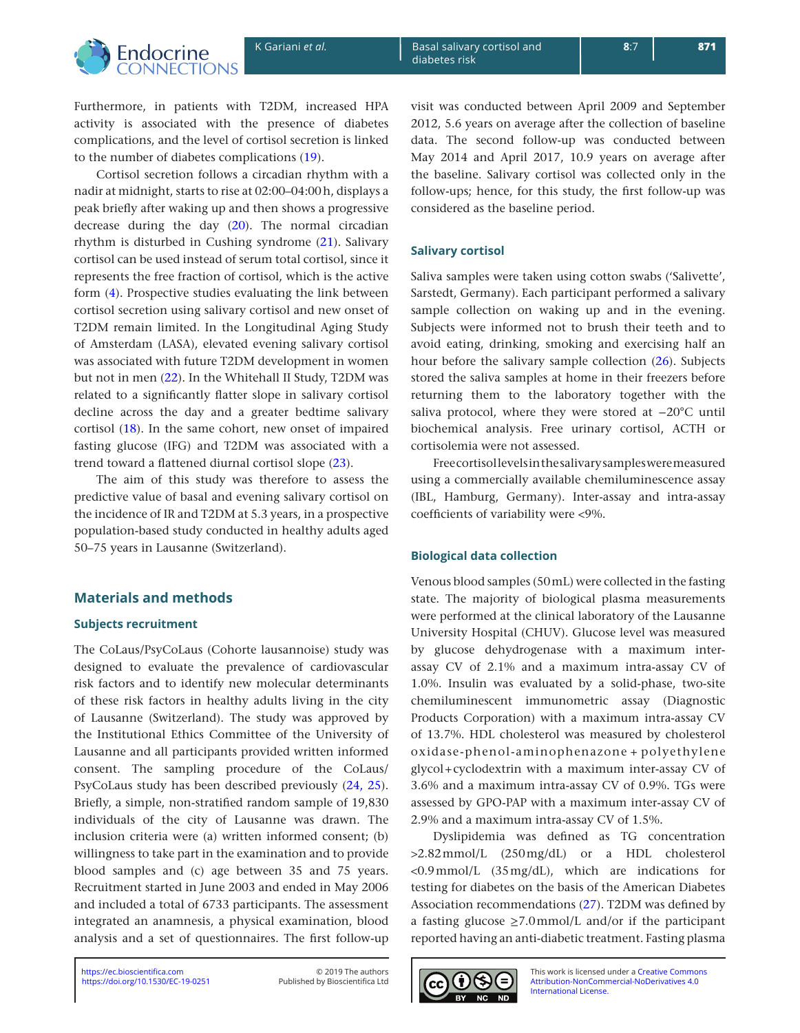Furthermore, in patients with T2DM, increased HPA activity is associated with the presence of diabetes complications, and the level of cortisol secretion is linked to the number of diabetes complications (19).

Cortisol secretion follows a circadian rhythm with a nadir at midnight, starts to rise at 02:00–04:00 h, displays a peak briefly after waking up and then shows a progressive decrease during the day (20). The normal circadian rhythm is disturbed in Cushing syndrome (21). Salivary cortisol can be used instead of serum total cortisol, since it represents the free fraction of cortisol, which is the active form (4). Prospective studies evaluating the link between cortisol secretion using salivary cortisol and new onset of T2DM remain limited. In the Longitudinal Aging Study of Amsterdam (LASA), elevated evening salivary cortisol was associated with future T2DM development in women but not in men (22). In the Whitehall II Study, T2DM was related to a significantly flatter slope in salivary cortisol decline across the day and a greater bedtime salivary cortisol (18). In the same cohort, new onset of impaired fasting glucose (IFG) and T2DM was associated with a trend toward a flattened diurnal cortisol slope (23).

The aim of this study was therefore to assess the predictive value of basal and evening salivary cortisol on the incidence of IR and T2DM at 5.3 years, in a prospective population-based study conducted in healthy adults aged 50–75 years in Lausanne (Switzerland).

## Materials and methods

### Subjects recruitment

The CoLaus/PsyCoLaus (Cohorte lausannoise) study was designed to evaluate the prevalence of cardiovascular risk factors and to identify new molecular determinants of these risk factors in healthy adults living in the city of Lausanne (Switzerland). The study was approved by the Institutional Ethics Committee of the University of Lausanne and all participants provided written informed consent. The sampling procedure of the CoLaus/PsyCoLaus study has been described previously (24, 25). Briefly, a simple, non-stratified random sample of 19,830 individuals of the city of Lausanne was drawn. The inclusion criteria were (a) written informed consent; (b) willingness to take part in the examination and to provide blood samples and (c) age between 35 and 75 years. Recruitment started in June 2003 and ended in May 2006 and included a total of 6733 participants. The assessment integrated an anamnesis, a physical examination, blood analysis and a set of questionnaires. The first follow-up visit was conducted between April 2009 and September 2012, 5.6 years on average after the collection of baseline data. The second follow-up was conducted between May 2014 and April 2017, 10.9 years on average after the baseline. Salivary cortisol was collected only in the follow-ups; hence, for this study, the first follow-up was considered as the baseline period.

### Salivary cortisol

Saliva samples were taken using cotton swabs ('Salivette', Sarstedt, Germany). Each participant performed a salivary sample collection on waking up and in the evening. Subjects were informed not to brush their teeth and to avoid eating, drinking, smoking and exercising half an hour before the salivary sample collection (26). Subjects stored the saliva samples at home in their freezers before returning them to the laboratory together with the saliva protocol, where they were stored at −20°C until biochemical analysis. Free urinary cortisol, ACTH or cortisolemia were not assessed.

Free cortisol levels in the salivary samples were measured using a commercially available chemiluminescence assay (IBL, Hamburg, Germany). Inter-assay and intra-assay coefficients of variability were <9%.

### Biological data collection

Venous blood samples (50 mL) were collected in the fasting state. The majority of biological plasma measurements were performed at the clinical laboratory of the Lausanne University Hospital (CHUV). Glucose level was measured by glucose dehydrogenase with a maximum inter-assay CV of 2.1% and a maximum intra-assay CV of 1.0%. Insulin was evaluated by a solid-phase, two-site chemiluminescent immunometric assay (Diagnostic Products Corporation) with a maximum intra-assay CV of 13.7%. HDL cholesterol was measured by cholesterol oxidase-phenol-aminophenazone + polyethylene glycol + cyclodextrin with a maximum inter-assay CV of 3.6% and a maximum intra-assay CV of 0.9%. TGs were assessed by GPO-PAP with a maximum inter-assay CV of 2.9% and a maximum intra-assay CV of 1.5%.

Dyslipidemia was defined as TG concentration >2.82 mmol/L (250 mg/dL) or a HDL cholesterol <0.9 mmol/L (35 mg/dL), which are indications for testing for diabetes on the basis of the American Diabetes Association recommendations (27). T2DM was defined by a fasting glucose ≥7.0 mmol/L and/or if the participant reported having an anti-diabetic treatment. Fasting plasma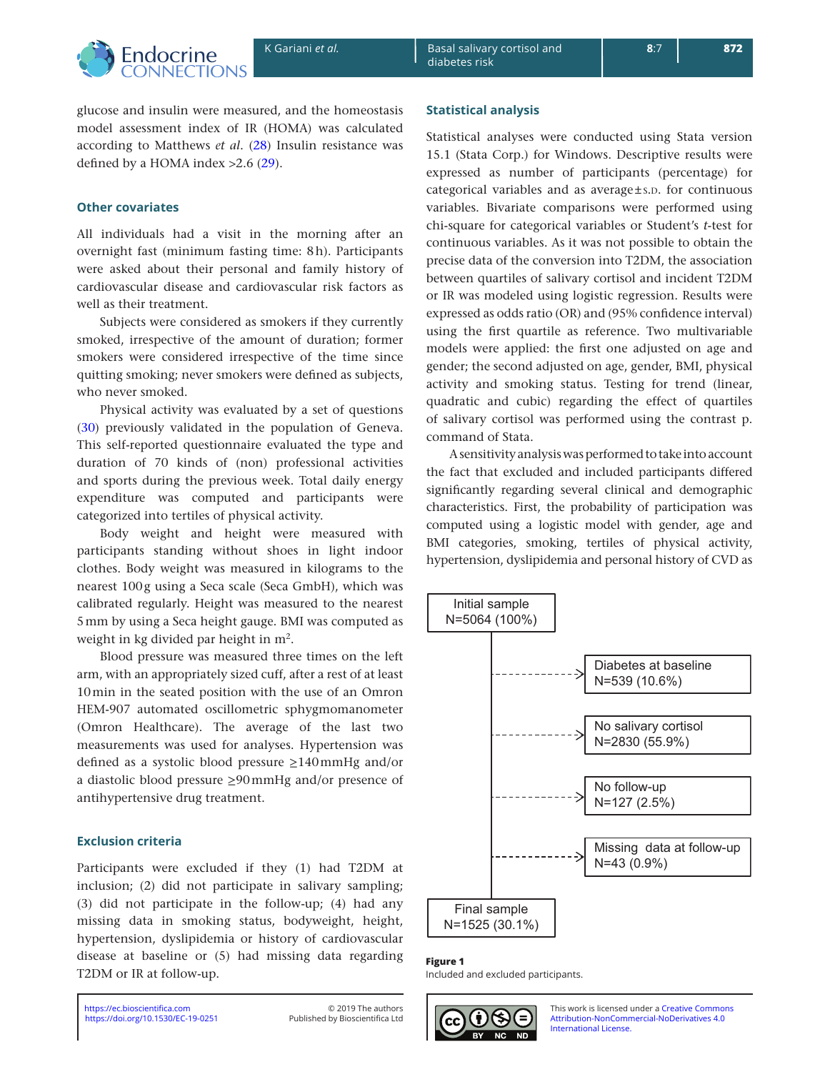glucose and insulin were measured, and the homeostasis model assessment index of IR (HOMA) was calculated according to Matthews *et al*. (28) Insulin resistance was defined by a HOMA index >2.6 (29).

### Other covariates

All individuals had a visit in the morning after an overnight fast (minimum fasting time: 8h). Participants were asked about their personal and family history of cardiovascular disease and cardiovascular risk factors as well as their treatment.

Subjects were considered as smokers if they currently smoked, irrespective of the amount of duration; former smokers were considered irrespective of the time since quitting smoking; never smokers were defined as subjects, who never smoked.

Physical activity was evaluated by a set of questions (30) previously validated in the population of Geneva. This self-reported questionnaire evaluated the type and duration of 70 kinds of (non) professional activities and sports during the previous week. Total daily energy expenditure was computed and participants were categorized into tertiles of physical activity.

Body weight and height were measured with participants standing without shoes in light indoor clothes. Body weight was measured in kilograms to the nearest 100g using a Seca scale (Seca GmbH), which was calibrated regularly. Height was measured to the nearest 5mm by using a Seca height gauge. BMI was computed as weight in kg divided par height in $m^2$.

Blood pressure was measured three times on the left arm, with an appropriately sized cuff, after a rest of at least 10min in the seated position with the use of an Omron HEM-907 automated oscillometric sphygmomanometer (Omron Healthcare). The average of the last two measurements was used for analyses. Hypertension was defined as a systolic blood pressure ≥140mmHg and/or a diastolic blood pressure ≥90mmHg and/or presence of antihypertensive drug treatment.

### Exclusion criteria

Participants were excluded if they (1) had T2DM at inclusion; (2) did not participate in salivary sampling; (3) did not participate in the follow-up; (4) had any missing data in smoking status, bodyweight, height, hypertension, dyslipidemia or history of cardiovascular disease at baseline or (5) had missing data regarding T2DM or IR at follow-up.

### Statistical analysis

Statistical analyses were conducted using Stata version 15.1 (Stata Corp.) for Windows. Descriptive results were expressed as number of participants (percentage) for categorical variables and as average±s.d. for continuous variables. Bivariate comparisons were performed using chi-square for categorical variables or Student's *t*-test for continuous variables. As it was not possible to obtain the precise data of the conversion into T2DM, the association between quartiles of salivary cortisol and incident T2DM or IR was modeled using logistic regression. Results were expressed as odds ratio (OR) and (95% confidence interval) using the first quartile as reference. Two multivariable models were applied: the first one adjusted on age and gender; the second adjusted on age, gender, BMI, physical activity and smoking status. Testing for trend (linear, quadratic and cubic) regarding the effect of quartiles of salivary cortisol was performed using the contrast p. command of Stata.

A sensitivity analysis was performed to take into account the fact that excluded and included participants differed significantly regarding several clinical and demographic characteristics. First, the probability of participation was computed using a logistic model with gender, age and BMI categories, smoking, tertiles of physical activity, hypertension, dyslipidemia and personal history of CVD as

Initial sample N=5064 (100%)
- Diabetes at baseline N=539 (10.6%)
- No salivary cortisol N=2830 (55.9%)
- No follow-up N=127 (2.5%)
- Missing data at follow-up N=43 (0.9%)

Final sample N=1525 (30.1%)

**Figure 1**
Included and excluded participants.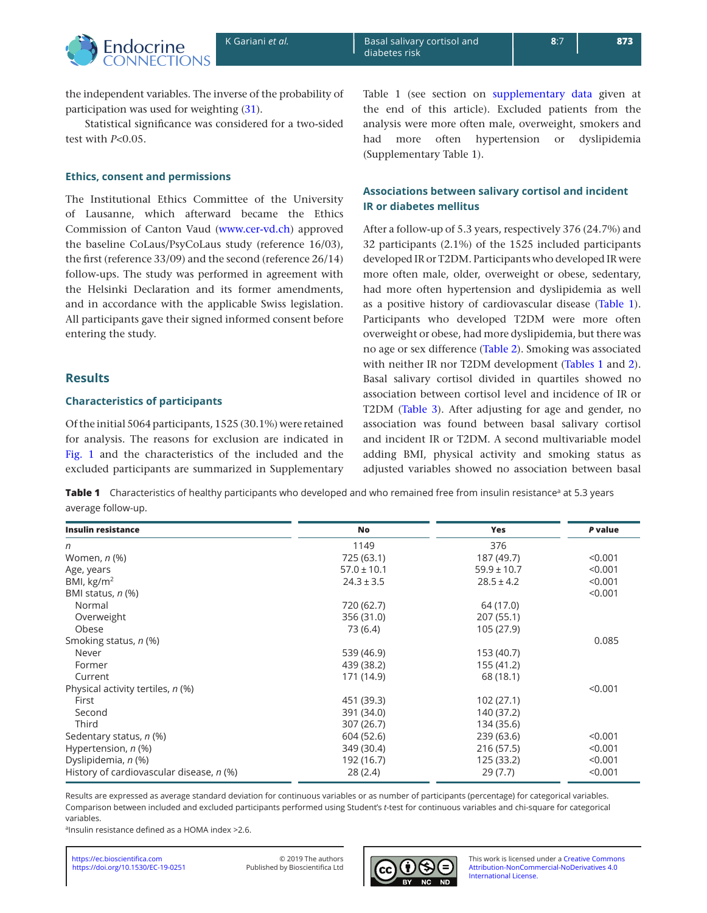the independent variables. The inverse of the probability of participation was used for weighting (31).

Statistical significance was considered for a two-sided test with $P<0.05$.

### Ethics, consent and permissions

The Institutional Ethics Committee of the University of Lausanne, which afterward became the Ethics Commission of Canton Vaud (www.cer-vd.ch) approved the baseline CoLaus/PsyCoLaus study (reference 16/03), the first (reference 33/09) and the second (reference 26/14) follow-ups. The study was performed in agreement with the Helsinki Declaration and its former amendments, and in accordance with the applicable Swiss legislation. All participants gave their signed informed consent before entering the study.

## Results

### Characteristics of participants

Of the initial 5064 participants, 1525 (30.1%) were retained for analysis. The reasons for exclusion are indicated in Fig. 1 and the characteristics of the included and the excluded participants are summarized in Supplementary Table 1 (see section on supplementary data given at the end of this article). Excluded patients from the analysis were more often male, overweight, smokers and had more often hypertension or dyslipidemia (Supplementary Table 1).

### Associations between salivary cortisol and incident IR or diabetes mellitus

After a follow-up of 5.3 years, respectively 376 (24.7%) and 32 participants (2.1%) of the 1525 included participants developed IR or T2DM. Participants who developed IR were more often male, older, overweight or obese, sedentary, had more often hypertension and dyslipidemia as well as a positive history of cardiovascular disease (Table 1). Participants who developed T2DM were more often overweight or obese, had more dyslipidemia, but there was no age or sex difference (Table 2). Smoking was associated with neither IR nor T2DM development (Tables 1 and 2). Basal salivary cortisol divided in quartiles showed no association between cortisol level and incidence of IR or T2DM (Table 3). After adjusting for age and gender, no association was found between basal salivary cortisol and incident IR or T2DM. A second multivariable model adding BMI, physical activity and smoking status as adjusted variables showed no association between basal

**Table 1** Characteristics of healthy participants who developed and who remained free from insulin resistance[a] at 5.3 years average follow-up.

| Insulin resistance | No | Yes | *P* value |
|---|---|---|---|
| *n* | 1149 | 376 | |
| Women, *n* (%) | 725 (63.1) | 187 (49.7) | <0.001 |
| Age, years | 57.0 ± 10.1 | 59.9 ± 10.7 | <0.001 |
| BMI, kg/m$^2$ | 24.3 ± 3.5 | 28.5 ± 4.2 | <0.001 |
| BMI status, *n* (%) | | | <0.001 |
| Normal | 720 (62.7) | 64 (17.0) | |
| Overweight | 356 (31.0) | 207 (55.1) | |
| Obese | 73 (6.4) | 105 (27.9) | |
| Smoking status, *n* (%) | | | 0.085 |
| Never | 539 (46.9) | 153 (40.7) | |
| Former | 439 (38.2) | 155 (41.2) | |
| Current | 171 (14.9) | 68 (18.1) | |
| Physical activity tertiles, *n* (%) | | | <0.001 |
| First | 451 (39.3) | 102 (27.1) | |
| Second | 391 (34.0) | 140 (37.2) | |
| Third | 307 (26.7) | 134 (35.6) | |
| Sedentary status, *n* (%) | 604 (52.6) | 239 (63.6) | <0.001 |
| Hypertension, *n* (%) | 349 (30.4) | 216 (57.5) | <0.001 |
| Dyslipidemia, *n* (%) | 192 (16.7) | 125 (33.2) | <0.001 |
| History of cardiovascular disease, *n* (%) | 28 (2.4) | 29 (7.7) | <0.001 |

Results are expressed as average standard deviation for continuous variables or as number of participants (percentage) for categorical variables. Comparison between included and excluded participants performed using Student's *t*-test for continuous variables and chi-square for categorical variables.

[a]Insulin resistance defined as a HOMA index >2.6.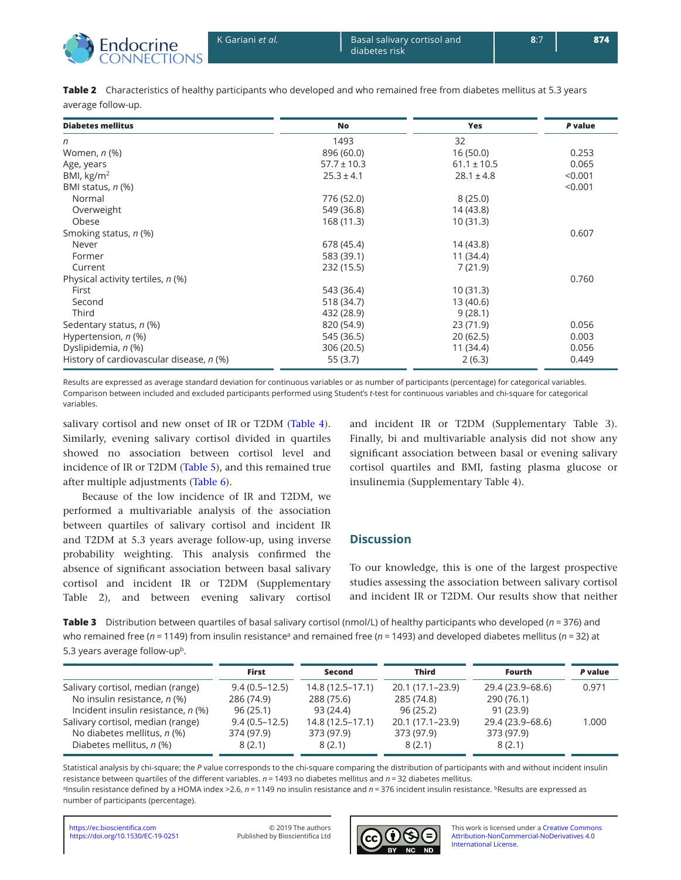**Table 2** Characteristics of healthy participants who developed and who remained free from diabetes mellitus at 5.3 years average follow-up.

| Diabetes mellitus | No | Yes | *P* value |
|---|---|---|---|
| *n* | 1493 | 32 | |
| Women, *n* (%) | 896 (60.0) | 16 (50.0) | 0.253 |
| Age, years | 57.7 ± 10.3 | 61.1 ± 10.5 | 0.065 |
| BMI, kg/m$^2$ | 25.3 ± 4.1 | 28.1 ± 4.8 | <0.001 |
| BMI status, *n* (%) | | | <0.001 |
| Normal | 776 (52.0) | 8 (25.0) | |
| Overweight | 549 (36.8) | 14 (43.8) | |
| Obese | 168 (11.3) | 10 (31.3) | |
| Smoking status, *n* (%) | | | 0.607 |
| Never | 678 (45.4) | 14 (43.8) | |
| Former | 583 (39.1) | 11 (34.4) | |
| Current | 232 (15.5) | 7 (21.9) | |
| Physical activity tertiles, *n* (%) | | | 0.760 |
| First | 543 (36.4) | 10 (31.3) | |
| Second | 518 (34.7) | 13 (40.6) | |
| Third | 432 (28.9) | 9 (28.1) | |
| Sedentary status, *n* (%) | 820 (54.9) | 23 (71.9) | 0.056 |
| Hypertension, *n* (%) | 545 (36.5) | 20 (62.5) | 0.003 |
| Dyslipidemia, *n* (%) | 306 (20.5) | 11 (34.4) | 0.056 |
| History of cardiovascular disease, *n* (%) | 55 (3.7) | 2 (6.3) | 0.449 |

Results are expressed as average standard deviation for continuous variables or as number of participants (percentage) for categorical variables. Comparison between included and excluded participants performed using Student's *t*-test for continuous variables and chi-square for categorical variables.

salivary cortisol and new onset of IR or T2DM (Table 4). Similarly, evening salivary cortisol divided in quartiles showed no association between cortisol level and incidence of IR or T2DM (Table 5), and this remained true after multiple adjustments (Table 6).

Because of the low incidence of IR and T2DM, we performed a multivariable analysis of the association between quartiles of salivary cortisol and incident IR and T2DM at 5.3 years average follow-up, using inverse probability weighting. This analysis confirmed the absence of significant association between basal salivary cortisol and incident IR or T2DM (Supplementary Table 2), and between evening salivary cortisol and incident IR or T2DM (Supplementary Table 3). Finally, bi and multivariable analysis did not show any significant association between basal or evening salivary cortisol quartiles and BMI, fasting plasma glucose or insulinemia (Supplementary Table 4).

## Discussion

To our knowledge, this is one of the largest prospective studies assessing the association between salivary cortisol and incident IR or T2DM. Our results show that neither

**Table 3** Distribution between quartiles of basal salivary cortisol (nmol/L) of healthy participants who developed (*n* = 376) and who remained free (*n* = 1149) from insulin resistance[a] and remained free (*n* = 1493) and developed diabetes mellitus (*n* = 32) at 5.3 years average follow-up[b].

| | First | Second | Third | Fourth | *P* value |
|---|---|---|---|---|---|
| Salivary cortisol, median (range) | 9.4 (0.5–12.5) | 14.8 (12.5–17.1) | 20.1 (17.1–23.9) | 29.4 (23.9–68.6) | 0.971 |
| No insulin resistance, *n* (%) | 286 (74.9) | 288 (75.6) | 285 (74.8) | 290 (76.1) | |
| Incident insulin resistance, *n* (%) | 96 (25.1) | 93 (24.4) | 96 (25.2) | 91 (23.9) | |
| Salivary cortisol, median (range) | 9.4 (0.5–12.5) | 14.8 (12.5–17.1) | 20.1 (17.1–23.9) | 29.4 (23.9–68.6) | 1.000 |
| No diabetes mellitus, *n* (%) | 374 (97.9) | 373 (97.9) | 373 (97.9) | 373 (97.9) | |
| Diabetes mellitus, *n* (%) | 8 (2.1) | 8 (2.1) | 8 (2.1) | 8 (2.1) | |

Statistical analysis by chi-square; the *P* value corresponds to the chi-square comparing the distribution of participants with and without incident insulin resistance between quartiles of the different variables. *n* = 1493 no diabetes mellitus and *n* = 32 diabetes mellitus.
[a]Insulin resistance defined by a HOMA index >2.6, *n* = 1149 no insulin resistance and *n* = 376 incident insulin resistance. [b]Results are expressed as number of participants (percentage).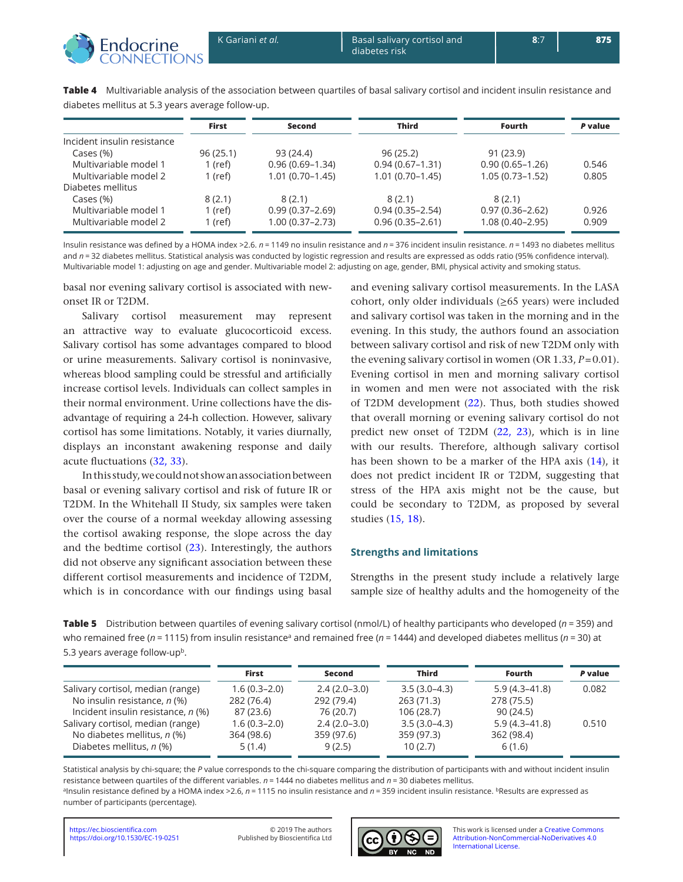**Table 4** Multivariable analysis of the association between quartiles of basal salivary cortisol and incident insulin resistance and diabetes mellitus at 5.3 years average follow-up.

| | First | Second | Third | Fourth | *P* value |
|---|---|---|---|---|---|
| Incident insulin resistance | | | | | |
| Cases (%) | 96 (25.1) | 93 (24.4) | 96 (25.2) | 91 (23.9) | |
| Multivariable model 1 | 1 (ref) | 0.96 (0.69–1.34) | 0.94 (0.67–1.31) | 0.90 (0.65–1.26) | 0.546 |
| Multivariable model 2 | 1 (ref) | 1.01 (0.70–1.45) | 1.01 (0.70–1.45) | 1.05 (0.73–1.52) | 0.805 |
| Diabetes mellitus | | | | | |
| Cases (%) | 8 (2.1) | 8 (2.1) | 8 (2.1) | 8 (2.1) | |
| Multivariable model 1 | 1 (ref) | 0.99 (0.37–2.69) | 0.94 (0.35–2.54) | 0.97 (0.36–2.62) | 0.926 |
| Multivariable model 2 | 1 (ref) | 1.00 (0.37–2.73) | 0.96 (0.35–2.61) | 1.08 (0.40–2.95) | 0.909 |

Insulin resistance was defined by a HOMA index >2.6. *n* = 1149 no insulin resistance and *n* = 376 incident insulin resistance. *n* = 1493 no diabetes mellitus and *n* = 32 diabetes mellitus. Statistical analysis was conducted by logistic regression and results are expressed as odds ratio (95% confidence interval). Multivariable model 1: adjusting on age and gender. Multivariable model 2: adjusting on age, gender, BMI, physical activity and smoking status.

basal nor evening salivary cortisol is associated with new-onset IR or T2DM.

Salivary cortisol measurement may represent an attractive way to evaluate glucocorticoid excess. Salivary cortisol has some advantages compared to blood or urine measurements. Salivary cortisol is noninvasive, whereas blood sampling could be stressful and artificially increase cortisol levels. Individuals can collect samples in their normal environment. Urine collections have the disadvantage of requiring a 24-h collection. However, salivary cortisol has some limitations. Notably, it varies diurnally, displays an inconstant awakening response and daily acute fluctuations (32, 33).

In this study, we could not show an association between basal or evening salivary cortisol and risk of future IR or T2DM. In the Whitehall II Study, six samples were taken over the course of a normal weekday allowing assessing the cortisol awaking response, the slope across the day and the bedtime cortisol (23). Interestingly, the authors did not observe any significant association between these different cortisol measurements and incidence of T2DM, which is in concordance with our findings using basal and evening salivary cortisol measurements. In the LASA cohort, only older individuals (≥65 years) were included and salivary cortisol was taken in the morning and in the evening. In this study, the authors found an association between salivary cortisol and risk of new T2DM only with the evening salivary cortisol in women (OR 1.33, $P = 0.01$). Evening cortisol in men and morning salivary cortisol in women and men were not associated with the risk of T2DM development (22). Thus, both studies showed that overall morning or evening salivary cortisol do not predict new onset of T2DM (22, 23), which is in line with our results. Therefore, although salivary cortisol has been shown to be a marker of the HPA axis (14), it does not predict incident IR or T2DM, suggesting that stress of the HPA axis might not be the cause, but could be secondary to T2DM, as proposed by several studies (15, 18).

## Strengths and limitations

Strengths in the present study include a relatively large sample size of healthy adults and the homogeneity of the

**Table 5** Distribution between quartiles of evening salivary cortisol (nmol/L) of healthy participants who developed (*n* = 359) and who remained free (*n* = 1115) from insulin resistance[a] and remained free (*n* = 1444) and developed diabetes mellitus (*n* = 30) at 5.3 years average follow-up[b].

| | First | Second | Third | Fourth | *P* value |
|---|---|---|---|---|---|
| Salivary cortisol, median (range) | 1.6 (0.3–2.0) | 2.4 (2.0–3.0) | 3.5 (3.0–4.3) | 5.9 (4.3–41.8) | 0.082 |
| No insulin resistance, *n* (%) | 282 (76.4) | 292 (79.4) | 263 (71.3) | 278 (75.5) | |
| Incident insulin resistance, *n* (%) | 87 (23.6) | 76 (20.7) | 106 (28.7) | 90 (24.5) | |
| Salivary cortisol, median (range) | 1.6 (0.3–2.0) | 2.4 (2.0–3.0) | 3.5 (3.0–4.3) | 5.9 (4.3–41.8) | 0.510 |
| No diabetes mellitus, *n* (%) | 364 (98.6) | 359 (97.6) | 359 (97.3) | 362 (98.4) | |
| Diabetes mellitus, *n* (%) | 5 (1.4) | 9 (2.5) | 10 (2.7) | 6 (1.6) | |

Statistical analysis by chi-square; the *P* value corresponds to the chi-square comparing the distribution of participants with and without incident insulin resistance between quartiles of the different variables. *n* = 1444 no diabetes mellitus and *n* = 30 diabetes mellitus.
[a]Insulin resistance defined by a HOMA index >2.6, *n* = 1115 no insulin resistance and *n* = 359 incident insulin resistance. [b]Results are expressed as number of participants (percentage).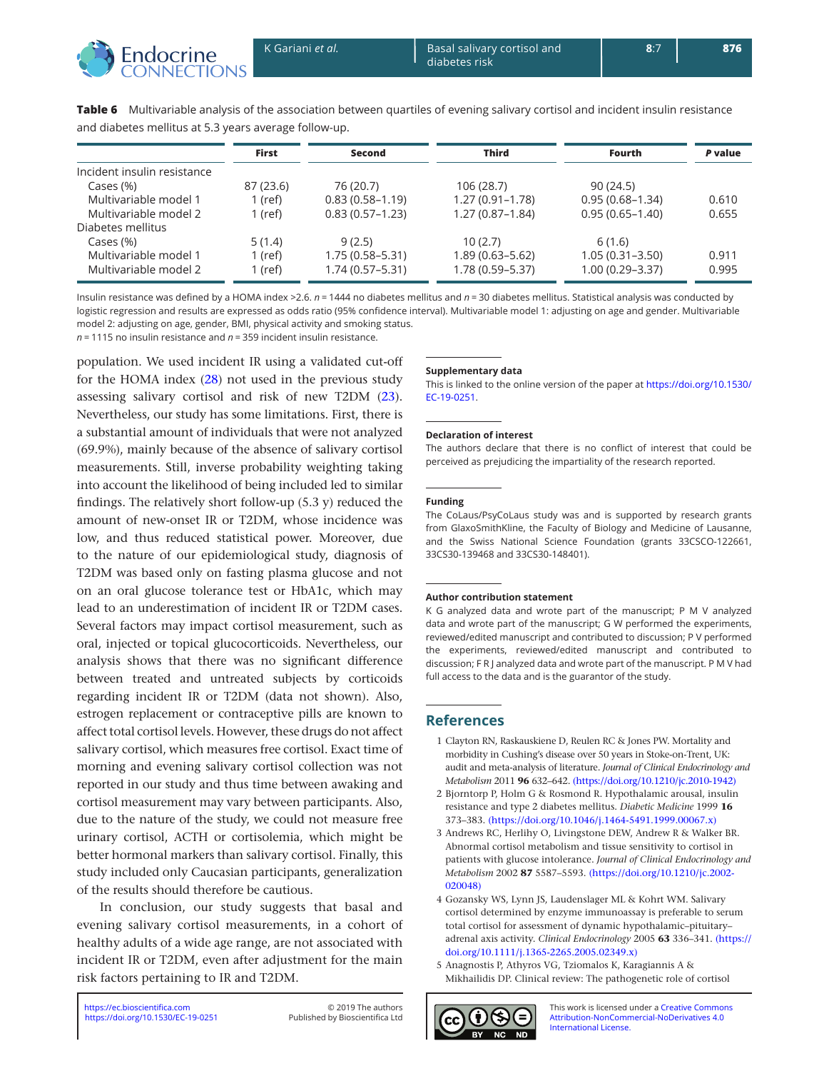**Table 6** Multivariable analysis of the association between quartiles of evening salivary cortisol and incident insulin resistance and diabetes mellitus at 5.3 years average follow-up.

| | First | Second | Third | Fourth | *P* value |
|---|---|---|---|---|---|
| Incident insulin resistance | | | | | |
| Cases (%) | 87 (23.6) | 76 (20.7) | 106 (28.7) | 90 (24.5) | |
| Multivariable model 1 | 1 (ref) | 0.83 (0.58–1.19) | 1.27 (0.91–1.78) | 0.95 (0.68–1.34) | 0.610 |
| Multivariable model 2 | 1 (ref) | 0.83 (0.57–1.23) | 1.27 (0.87–1.84) | 0.95 (0.65–1.40) | 0.655 |
| Diabetes mellitus | | | | | |
| Cases (%) | 5 (1.4) | 9 (2.5) | 10 (2.7) | 6 (1.6) | |
| Multivariable model 1 | 1 (ref) | 1.75 (0.58–5.31) | 1.89 (0.63–5.62) | 1.05 (0.31–3.50) | 0.911 |
| Multivariable model 2 | 1 (ref) | 1.74 (0.57–5.31) | 1.78 (0.59–5.37) | 1.00 (0.29–3.37) | 0.995 |

Insulin resistance was defined by a HOMA index >2.6. *n* = 1444 no diabetes mellitus and *n* = 30 diabetes mellitus. Statistical analysis was conducted by logistic regression and results are expressed as odds ratio (95% confidence interval). Multivariable model 1: adjusting on age and gender. Multivariable model 2: adjusting on age, gender, BMI, physical activity and smoking status.
*n* = 1115 no insulin resistance and *n* = 359 incident insulin resistance.

population. We used incident IR using a validated cut-off for the HOMA index (28) not used in the previous study assessing salivary cortisol and risk of new T2DM (23). Nevertheless, our study has some limitations. First, there is a substantial amount of individuals that were not analyzed (69.9%), mainly because of the absence of salivary cortisol measurements. Still, inverse probability weighting taking into account the likelihood of being included led to similar findings. The relatively short follow-up (5.3 y) reduced the amount of new-onset IR or T2DM, whose incidence was low, and thus reduced statistical power. Moreover, due to the nature of our epidemiological study, diagnosis of T2DM was based only on fasting plasma glucose and not on an oral glucose tolerance test or HbA1c, which may lead to an underestimation of incident IR or T2DM cases. Several factors may impact cortisol measurement, such as oral, injected or topical glucocorticoids. Nevertheless, our analysis shows that there was no significant difference between treated and untreated subjects by corticoids regarding incident IR or T2DM (data not shown). Also, estrogen replacement or contraceptive pills are known to affect total cortisol levels. However, these drugs do not affect salivary cortisol, which measures free cortisol. Exact time of morning and evening salivary cortisol collection was not reported in our study and thus time between awaking and cortisol measurement may vary between participants. Also, due to the nature of the study, we could not measure free urinary cortisol, ACTH or cortisolemia, which might be better hormonal markers than salivary cortisol. Finally, this study included only Caucasian participants, generalization of the results should therefore be cautious.

In conclusion, our study suggests that basal and evening salivary cortisol measurements, in a cohort of healthy adults of a wide age range, are not associated with incident IR or T2DM, even after adjustment for the main risk factors pertaining to IR and T2DM.

### Supplementary data

This is linked to the online version of the paper at https://doi.org/10.1530/EC-19-0251.

### Declaration of interest

The authors declare that there is no conflict of interest that could be perceived as prejudicing the impartiality of the research reported.

### Funding

The CoLaus/PsyCoLaus study was and is supported by research grants from GlaxoSmithKline, the Faculty of Biology and Medicine of Lausanne, and the Swiss National Science Foundation (grants 33CSCO-122661, 33CS30-139468 and 33CS30-148401).

### Author contribution statement

K G analyzed data and wrote part of the manuscript; P M V analyzed data and wrote part of the manuscript; G W performed the experiments, reviewed/edited manuscript and contributed to discussion; P V performed the experiments, reviewed/edited manuscript and contributed to discussion; F R J analyzed data and wrote part of the manuscript. P M V had full access to the data and is the guarantor of the study.

## References

1. Clayton RN, Raskauskiene D, Reulen RC & Jones PW. Mortality and morbidity in Cushing's disease over 50 years in Stoke-on-Trent, UK: audit and meta-analysis of literature. *Journal of Clinical Endocrinology and Metabolism* 2011 **96** 632–642. (https://doi.org/10.1210/jc.2010-1942)
2. Bjorntorp P, Holm G & Rosmond R. Hypothalamic arousal, insulin resistance and type 2 diabetes mellitus. *Diabetic Medicine* 1999 **16** 373–383. (https://doi.org/10.1046/j.1464-5491.1999.00067.x)
3. Andrews RC, Herlihy O, Livingstone DEW, Andrew R & Walker BR. Abnormal cortisol metabolism and tissue sensitivity to cortisol in patients with glucose intolerance. *Journal of Clinical Endocrinology and Metabolism* 2002 **87** 5587–5593. (https://doi.org/10.1210/jc.2002-020048)
4. Gozansky WS, Lynn JS, Laudenslager ML & Kohrt WM. Salivary cortisol determined by enzyme immunoassay is preferable to serum total cortisol for assessment of dynamic hypothalamic–pituitary–adrenal axis activity. *Clinical Endocrinology* 2005 **63** 336–341. (https://doi.org/10.1111/j.1365-2265.2005.02349.x)
5. Anagnostis P, Athyros VG, Tziomalos K, Karagiannis A & Mikhailidis DP. Clinical review: The pathogenetic role of cortisol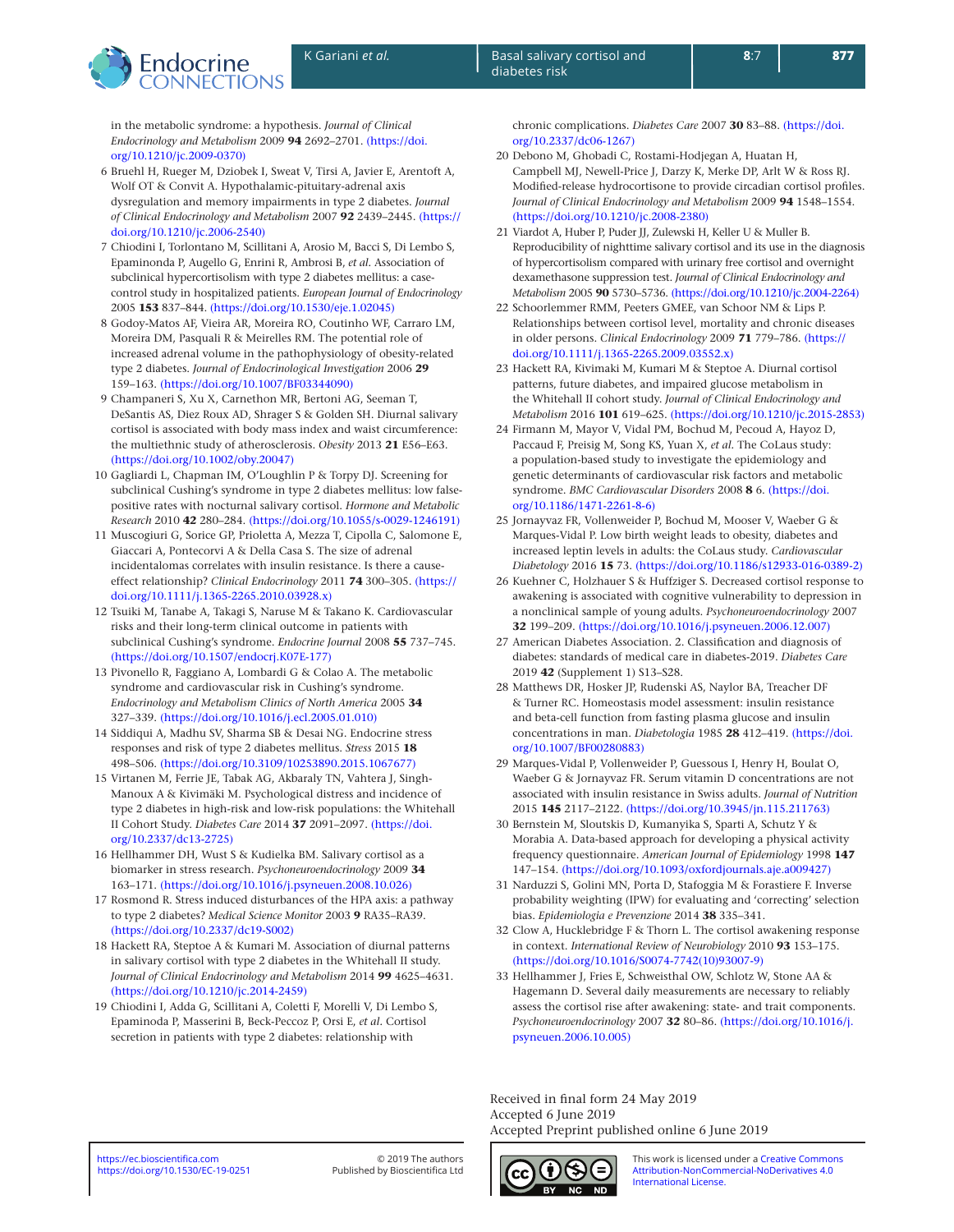in the metabolic syndrome: a hypothesis. *Journal of Clinical Endocrinology and Metabolism* 2009 **94** 2692–2701. (https://doi.org/10.1210/jc.2009-0370)

6 Bruehl H, Rueger M, Dziobek I, Sweat V, Tirsi A, Javier E, Arentoft A, Wolf OT & Convit A. Hypothalamic-pituitary-adrenal axis dysregulation and memory impairments in type 2 diabetes. *Journal of Clinical Endocrinology and Metabolism* 2007 **92** 2439–2445. (https://doi.org/10.1210/jc.2006-2540)

7 Chiodini I, Torlontano M, Scillitani A, Arosio M, Bacci S, Di Lembo S, Epaminonda P, Augello G, Enrini R, Ambrosi B, *et al.* Association of subclinical hypercortisolism with type 2 diabetes mellitus: a case-control study in hospitalized patients. *European Journal of Endocrinology* 2005 **153** 837–844. (https://doi.org/10.1530/eje.1.02045)

8 Godoy-Matos AF, Vieira AR, Moreira RO, Coutinho WF, Carraro LM, Moreira DM, Pasquali R & Meirelles RM. The potential role of increased adrenal volume in the pathophysiology of obesity-related type 2 diabetes. *Journal of Endocrinological Investigation* 2006 **29** 159–163. (https://doi.org/10.1007/BF03344090)

9 Champaneri S, Xu X, Carnethon MR, Bertoni AG, Seeman T, DeSantis AS, Diez Roux AD, Shrager S & Golden SH. Diurnal salivary cortisol is associated with body mass index and waist circumference: the multiethnic study of atherosclerosis. *Obesity* 2013 **21** E56–E63. (https://doi.org/10.1002/oby.20047)

10 Gagliardi L, Chapman IM, O'Loughlin P & Torpy DJ. Screening for subclinical Cushing's syndrome in type 2 diabetes mellitus: low false-positive rates with nocturnal salivary cortisol. *Hormone and Metabolic Research* 2010 **42** 280–284. (https://doi.org/10.1055/s-0029-1246191)

11 Muscogiuri G, Sorice GP, Prioletta A, Mezza T, Cipolla C, Salomone E, Giaccari A, Pontecorvi A & Della Casa S. The size of adrenal incidentalomas correlates with insulin resistance. Is there a cause-effect relationship? *Clinical Endocrinology* 2011 **74** 300–305. (https://doi.org/10.1111/j.1365-2265.2010.03928.x)

12 Tsuiki M, Tanabe A, Takagi S, Naruse M & Takano K. Cardiovascular risks and their long-term clinical outcome in patients with subclinical Cushing's syndrome. *Endocrine Journal* 2008 **55** 737–745. (https://doi.org/10.1507/endocrj.K07E-177)

13 Pivonello R, Faggiano A, Lombardi G & Colao A. The metabolic syndrome and cardiovascular risk in Cushing's syndrome. *Endocrinology and Metabolism Clinics of North America* 2005 **34** 327–339. (https://doi.org/10.1016/j.ecl.2005.01.010)

14 Siddiqui A, Madhu SV, Sharma SB & Desai NG. Endocrine stress responses and risk of type 2 diabetes mellitus. *Stress* 2015 **18** 498–506. (https://doi.org/10.3109/10253890.2015.1067677)

15 Virtanen M, Ferrie JE, Tabak AG, Akbaraly TN, Vahtera J, Singh-Manoux A & Kivimäki M. Psychological distress and incidence of type 2 diabetes in high-risk and low-risk populations: the Whitehall II Cohort Study. *Diabetes Care* 2014 **37** 2091–2097. (https://doi.org/10.2337/dc13-2725)

16 Hellhammer DH, Wust S & Kudielka BM. Salivary cortisol as a biomarker in stress research. *Psychoneuroendocrinology* 2009 **34** 163–171. (https://doi.org/10.1016/j.psyneuen.2008.10.026)

17 Rosmond R. Stress induced disturbances of the HPA axis: a pathway to type 2 diabetes? *Medical Science Monitor* 2003 **9** RA35–RA39. (https://doi.org/10.2337/dc19-S002)

18 Hackett RA, Steptoe A & Kumari M. Association of diurnal patterns in salivary cortisol with type 2 diabetes in the Whitehall II study. *Journal of Clinical Endocrinology and Metabolism* 2014 **99** 4625–4631. (https://doi.org/10.1210/jc.2014-2459)

19 Chiodini I, Adda G, Scillitani A, Coletti F, Morelli V, Di Lembo S, Epaminoda P, Masserini B, Beck-Peccoz P, Orsi E, *et al.* Cortisol secretion in patients with type 2 diabetes: relationship with chronic complications. *Diabetes Care* 2007 **30** 83–88. (https://doi.org/10.2337/dc06-1267)

20 Debono M, Ghobadi C, Rostami-Hodjegan A, Huatan H, Campbell MJ, Newell-Price J, Darzy K, Merke DP, Arlt W & Ross RJ. Modified-release hydrocortisone to provide circadian cortisol profiles. *Journal of Clinical Endocrinology and Metabolism* 2009 **94** 1548–1554. (https://doi.org/10.1210/jc.2008-2380)

21 Viardot A, Huber P, Puder JJ, Zulewski H, Keller U & Muller B. Reproducibility of nighttime salivary cortisol and its use in the diagnosis of hypercortisolism compared with urinary free cortisol and overnight dexamethasone suppression test. *Journal of Clinical Endocrinology and Metabolism* 2005 **90** 5730–5736. (https://doi.org/10.1210/jc.2004-2264)

22 Schoorlemmer RMM, Peeters GMEE, van Schoor NM & Lips P. Relationships between cortisol level, mortality and chronic diseases in older persons. *Clinical Endocrinology* 2009 **71** 779–786. (https://doi.org/10.1111/j.1365-2265.2009.03552.x)

23 Hackett RA, Kivimaki M, Kumari M & Steptoe A. Diurnal cortisol patterns, future diabetes, and impaired glucose metabolism in the Whitehall II cohort study. *Journal of Clinical Endocrinology and Metabolism* 2016 **101** 619–625. (https://doi.org/10.1210/jc.2015-2853)

24 Firmann M, Mayor V, Vidal PM, Bochud M, Pecoud A, Hayoz D, Paccaud F, Preisig M, Song KS, Yuan X, *et al.* The CoLaus study: a population-based study to investigate the epidemiology and genetic determinants of cardiovascular risk factors and metabolic syndrome. *BMC Cardiovascular Disorders* 2008 **8** 6. (https://doi.org/10.1186/1471-2261-8-6)

25 Jornayvaz FR, Vollenweider P, Bochud M, Mooser V, Waeber G & Marques-Vidal P. Low birth weight leads to obesity, diabetes and increased leptin levels in adults: the CoLaus study. *Cardiovascular Diabetology* 2016 **15** 73. (https://doi.org/10.1186/s12933-016-0389-2)

26 Kuehner C, Holzhauer S & Huffziger S. Decreased cortisol response to awakening is associated with cognitive vulnerability to depression in a nonclinical sample of young adults. *Psychoneuroendocrinology* 2007 **32** 199–209. (https://doi.org/10.1016/j.psyneuen.2006.12.007)

27 American Diabetes Association. 2. Classification and diagnosis of diabetes: standards of medical care in diabetes-2019. *Diabetes Care* 2019 **42** (Supplement 1) S13–S28.

28 Matthews DR, Hosker JP, Rudenski AS, Naylor BA, Treacher DF & Turner RC. Homeostasis model assessment: insulin resistance and beta-cell function from fasting plasma glucose and insulin concentrations in man. *Diabetologia* 1985 **28** 412–419. (https://doi.org/10.1007/BF00280883)

29 Marques-Vidal P, Vollenweider P, Guessous I, Henry H, Boulat O, Waeber G & Jornayvaz FR. Serum vitamin D concentrations are not associated with insulin resistance in Swiss adults. *Journal of Nutrition* 2015 **145** 2117–2122. (https://doi.org/10.3945/jn.115.211763)

30 Bernstein M, Sloutskis D, Kumanyika S, Sparti A, Schutz Y & Morabia A. Data-based approach for developing a physical activity frequency questionnaire. *American Journal of Epidemiology* 1998 **147** 147–154. (https://doi.org/10.1093/oxfordjournals.aje.a009427)

31 Narduzzi S, Golini MN, Porta D, Stafoggia M & Forastiere F. Inverse probability weighting (IPW) for evaluating and 'correcting' selection bias. *Epidemiologia e Prevenzione* 2014 **38** 335–341.

32 Clow A, Hucklebridge F & Thorn L. The cortisol awakening response in context. *International Review of Neurobiology* 2010 **93** 153–175. (https://doi.org/10.1016/S0074-7742(10)93007-9)

33 Hellhammer J, Fries E, Schweisthal OW, Schlotz W, Stone AA & Hagemann D. Several daily measurements are necessary to reliably assess the cortisol rise after awakening: state- and trait components. *Psychoneuroendocrinology* 2007 **32** 80–86. (https://doi.org/10.1016/j.psyneuen.2006.10.005)

Received in final form 24 May 2019
Accepted 6 June 2019
Accepted Preprint published online 6 June 2019